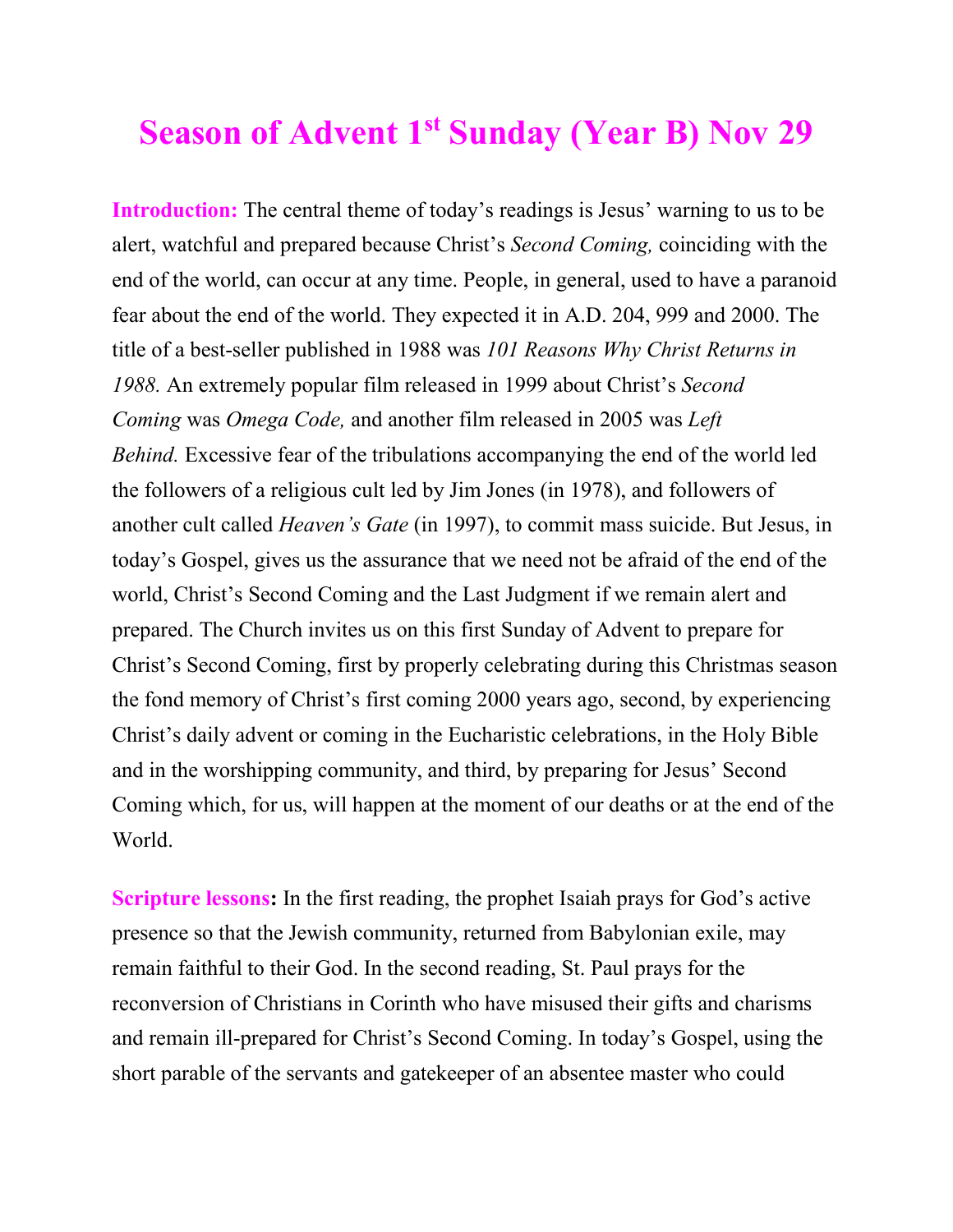# Season of Advent 1st Sunday (Year B) Nov 29

**Introduction:** The central theme of today's readings is Jesus' warning to us to be alert, watchful and prepared because Christ's *Second Coming,* coinciding with the end of the world, can occur at any time. People, in general, used to have a paranoid fear about the end of the world. They expected it in A.D. 204, 999 and 2000. The title of a best-seller published in 1988 was *101 Reasons Why Christ Returns in 1988.* An extremely popular film released in 1999 about Christ's *Second Coming* was *Omega Code,* and another film released in 2005 was *Left Behind.* Excessive fear of the tribulations accompanying the end of the world led the followers of a religious cult led by Jim Jones (in 1978), and followers of another cult called *Heaven's Gate* (in 1997), to commit mass suicide. But Jesus, in today's Gospel, gives us the assurance that we need not be afraid of the end of the world, Christ's Second Coming and the Last Judgment if we remain alert and prepared. The Church invites us on this first Sunday of Advent to prepare for Christ's Second Coming, first by properly celebrating during this Christmas season the fond memory of Christ's first coming 2000 years ago, second, by experiencing Christ's daily advent or coming in the Eucharistic celebrations, in the Holy Bible and in the worshipping community, and third, by preparing for Jesus' Second Coming which, for us, will happen at the moment of our deaths or at the end of the World.

**Scripture lessons:** In the first reading, the prophet Isaiah prays for God's active presence so that the Jewish community, returned from Babylonian exile, may remain faithful to their God. In the second reading, St. Paul prays for the reconversion of Christians in Corinth who have misused their gifts and charisms and remain ill-prepared for Christ's Second Coming. In today's Gospel, using the short parable of the servants and gatekeeper of an absentee master who could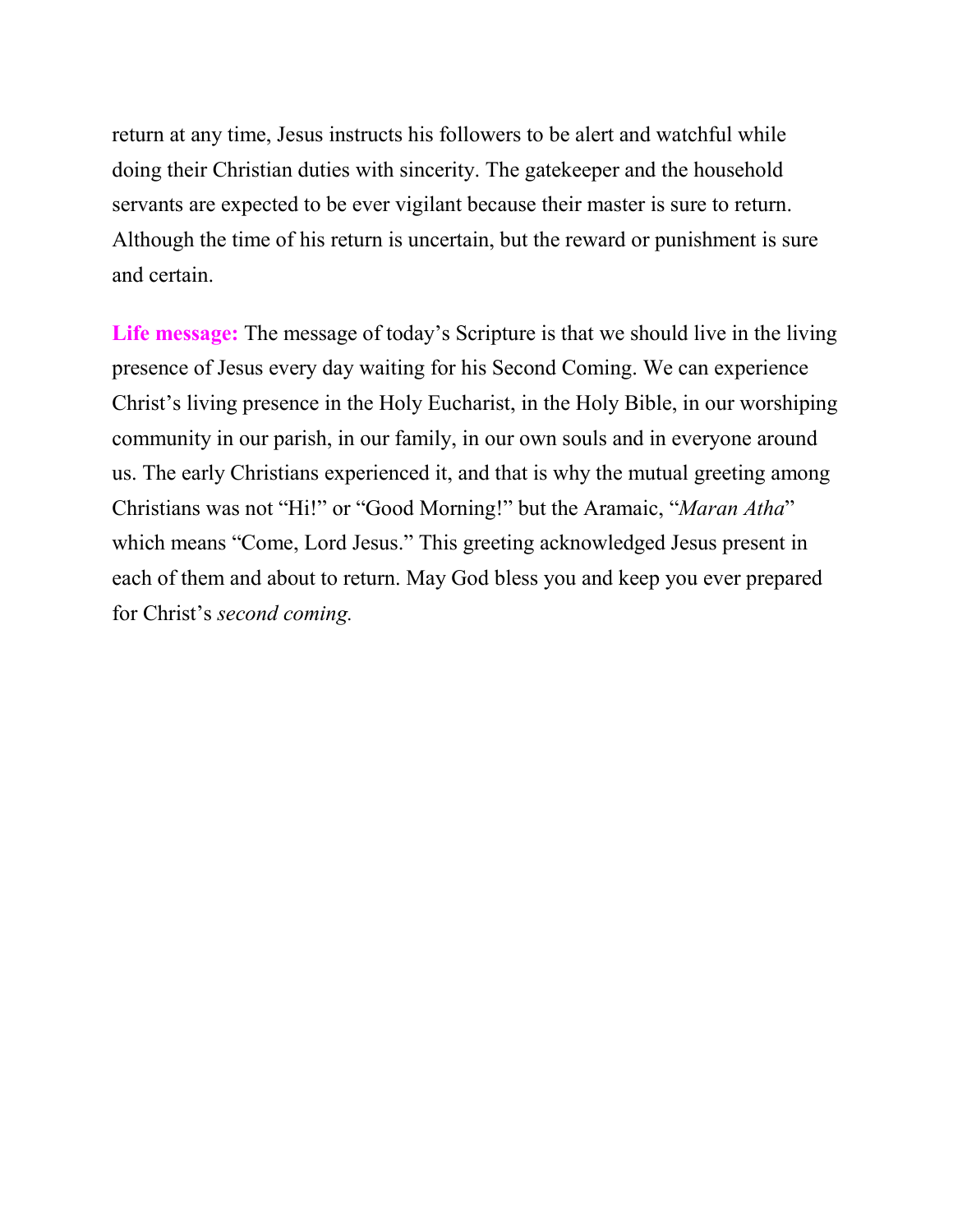return at any time, Jesus instructs his followers to be alert and watchful while doing their Christian duties with sincerity. The gatekeeper and the household servants are expected to be ever vigilant because their master is sure to return. Although the time of his return is uncertain, but the reward or punishment is sure and certain.

**Life message:** The message of today's Scripture is that we should live in the living presence of Jesus every day waiting for his Second Coming. We can experience Christ's living presence in the Holy Eucharist, in the Holy Bible, in our worshiping community in our parish, in our family, in our own souls and in everyone around us. The early Christians experienced it, and that is why the mutual greeting among Christians was not "Hi!" or "Good Morning!" but the Aramaic, "*Maran Atha*" which means "Come, Lord Jesus." This greeting acknowledged Jesus present in each of them and about to return. May God bless you and keep you ever prepared for Christ's *second coming.*